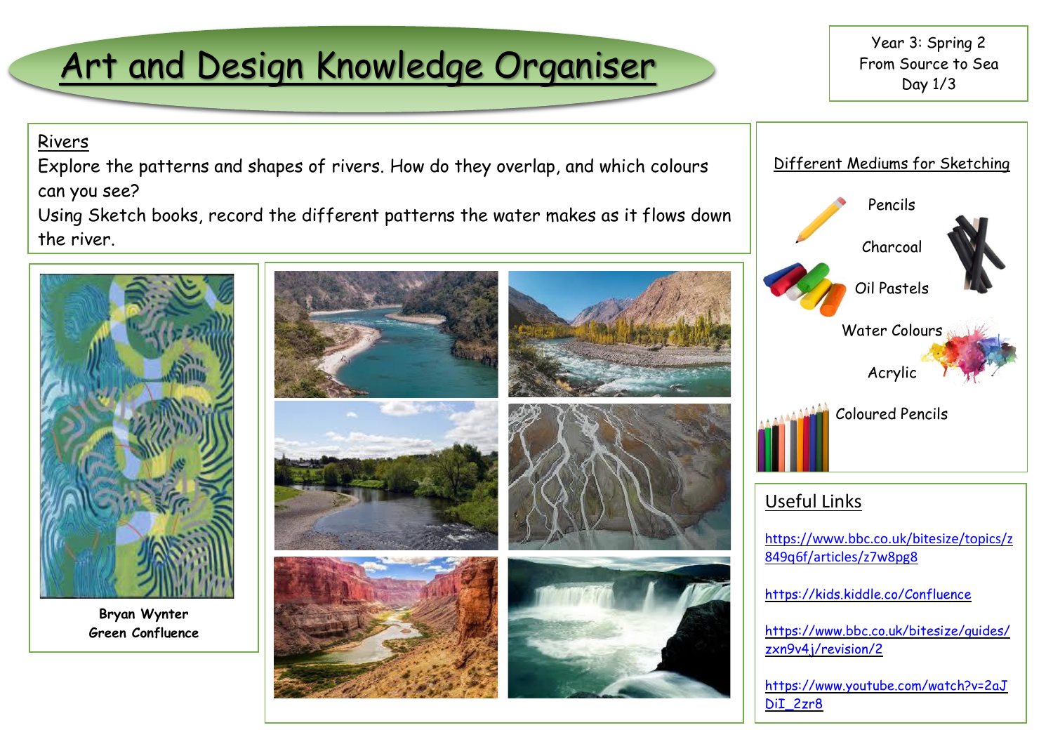# Art and Design Knowledge Organiser

Year 3: Spring 2
From Source to Sea
Day 1/3

## Rivers

Explore the patterns and shapes of rivers. How do they overlap, and which colours can you see?

Using Sketch books, record the different patterns the water makes as it flows down the river.

**Bryan Wynter**
**Green Confluence**

## Different Mediums for Sketching

- Pencils
- Charcoal
- Oil Pastels
- Water Colours
- Acrylic
- Coloured Pencils

## Useful Links

https://www.bbc.co.uk/bitesize/topics/z849q6f/articles/z7w8pg8

https://kids.kiddle.co/Confluence

https://www.bbc.co.uk/bitesize/guides/zxn9v4j/revision/2

https://www.youtube.com/watch?v=2aJDiI_2zr8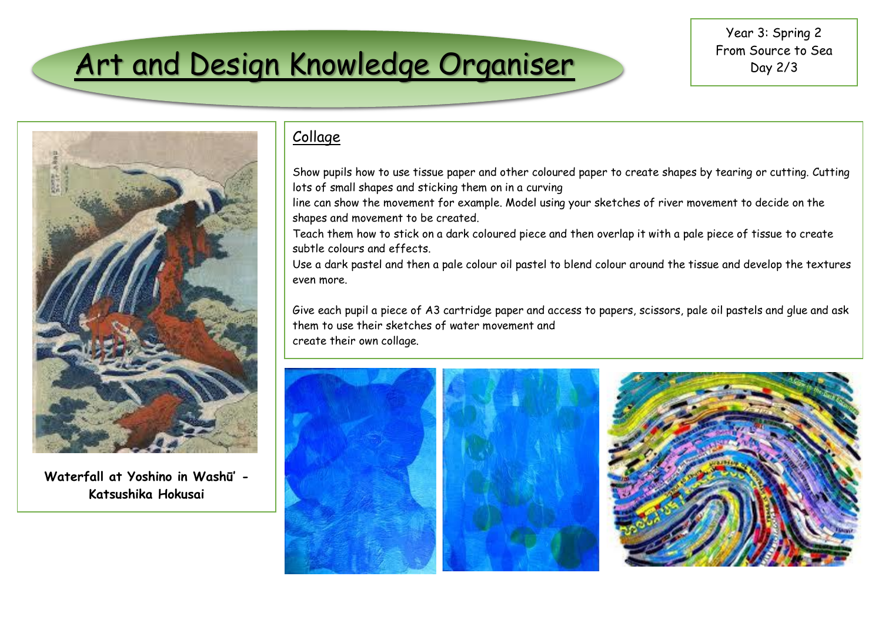# Art and Design Knowledge Organiser

Year 3: Spring 2
From Source to Sea
Day 2/3

Waterfall at Yoshino in Washū' - Katsushika Hokusai

## Collage

Show pupils how to use tissue paper and other coloured paper to create shapes by tearing or cutting. Cutting lots of small shapes and sticking them on in a curving line can show the movement for example. Model using your sketches of river movement to decide on the shapes and movement to be created.

Teach them how to stick on a dark coloured piece and then overlap it with a pale piece of tissue to create subtle colours and effects.

Use a dark pastel and then a pale colour oil pastel to blend colour around the tissue and develop the textures even more.

Give each pupil a piece of A3 cartridge paper and access to papers, scissors, pale oil pastels and glue and ask them to use their sketches of water movement and create their own collage.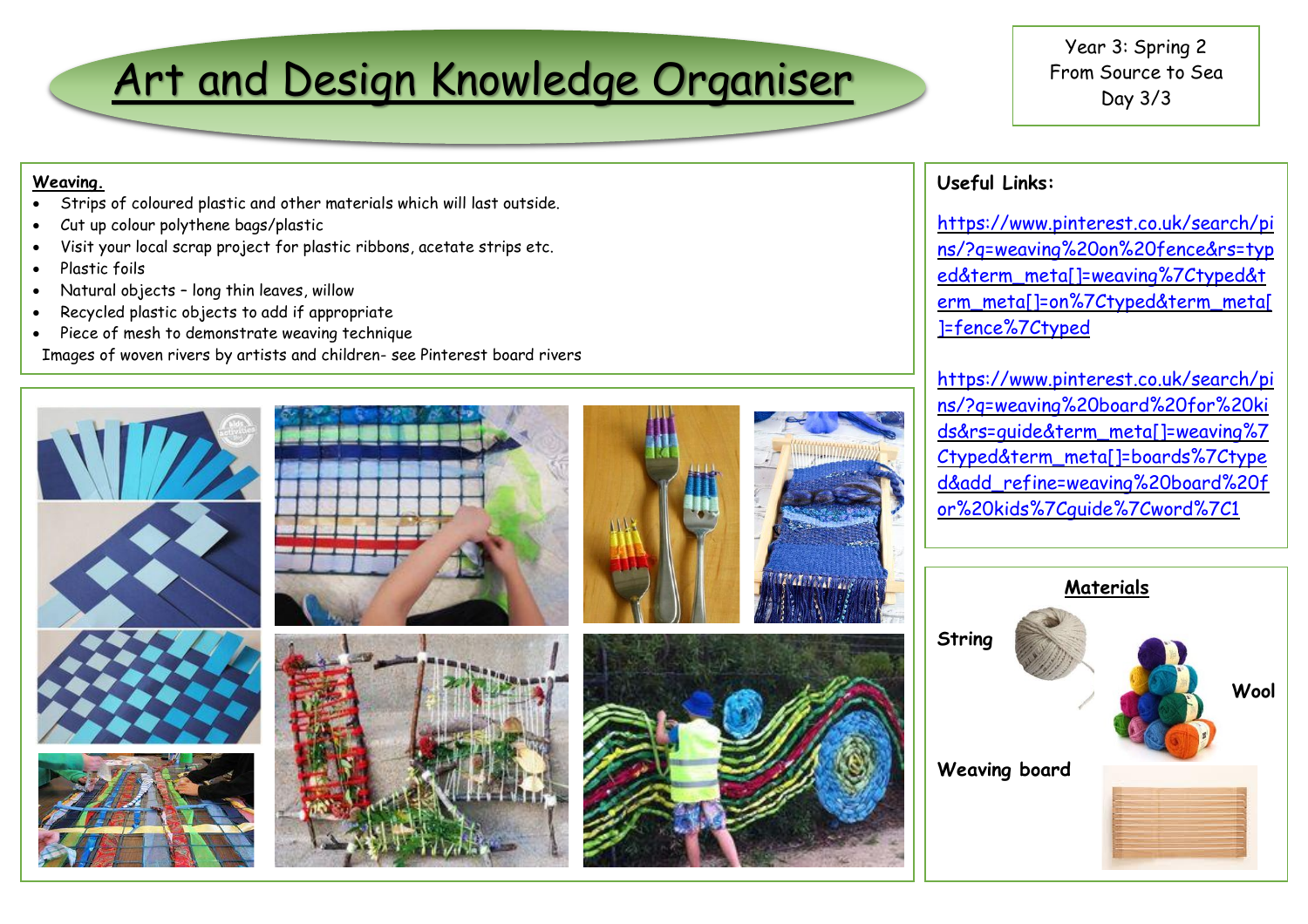# Art and Design Knowledge Organiser

Year 3: Spring 2
From Source to Sea
Day 3/3

**Weaving.**

- Strips of coloured plastic and other materials which will last outside.
- Cut up colour polythene bags/plastic
- Visit your local scrap project for plastic ribbons, acetate strips etc.
- Plastic foils
- Natural objects – long thin leaves, willow
- Recycled plastic objects to add if appropriate
- Piece of mesh to demonstrate weaving technique

Images of woven rivers by artists and children- see Pinterest board rivers

**Useful Links:**

https://www.pinterest.co.uk/search/pins/?q=weaving%20on%20fence&rs=typed&term_meta[]=weaving%7Ctyped&term_meta[]=on%7Ctyped&term_meta[]=fence%7Ctyped

https://www.pinterest.co.uk/search/pins/?q=weaving%20board%20for%20kids&rs=guide&term_meta[]=weaving%7Ctyped&term_meta[]=boards%7Ctyped&add_refine=weaving%20board%20for%20kids%7Cguide%7Cword%7C1

**Materials**

String

Wool

Weaving board